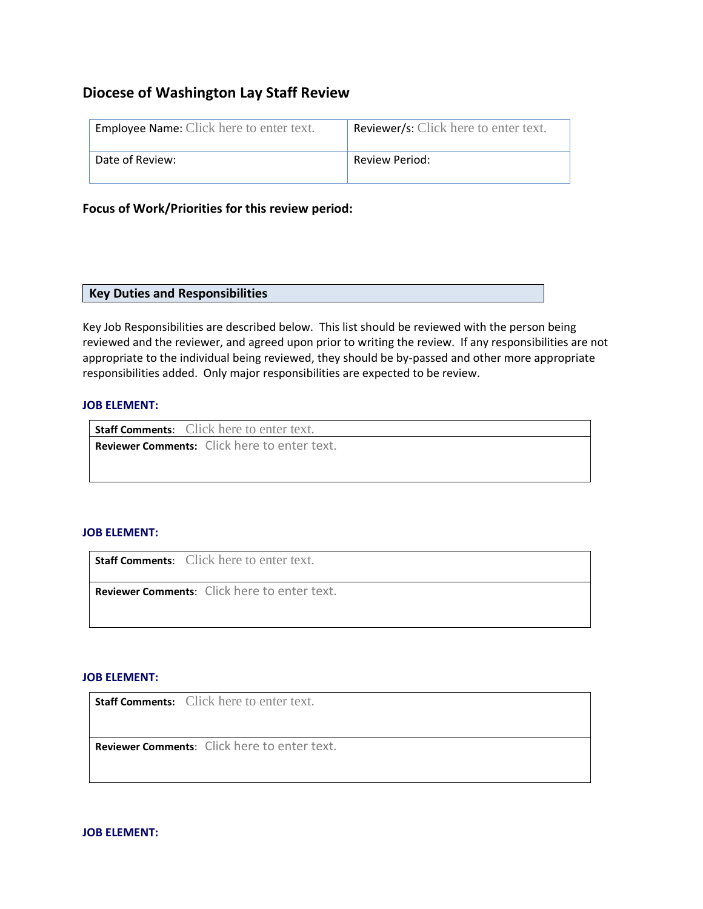## Diocese of Washington Lay Staff Review

| | |
|---|---|
| Employee Name: Click here to enter text. | Reviewer/s: Click here to enter text. |
| Date of Review: | Review Period: |

**Focus of Work/Priorities for this review period:**

### Key Duties and Responsibilities

Key Job Responsibilities are described below. This list should be reviewed with the person being reviewed and the reviewer, and agreed upon prior to writing the review. If any responsibilities are not appropriate to the individual being reviewed, they should be by-passed and other more appropriate responsibilities added. Only major responsibilities are expected to be review.

**JOB ELEMENT:**

| |
|---|
| **Staff Comments**: Click here to enter text. |
| **Reviewer Comments:** Click here to enter text. |

**JOB ELEMENT:**

| |
|---|
| **Staff Comments**: Click here to enter text. |
| **Reviewer Comments**: Click here to enter text. |

**JOB ELEMENT:**

| |
|---|
| **Staff Comments:** Click here to enter text. |
| **Reviewer Comments**: Click here to enter text. |

**JOB ELEMENT:**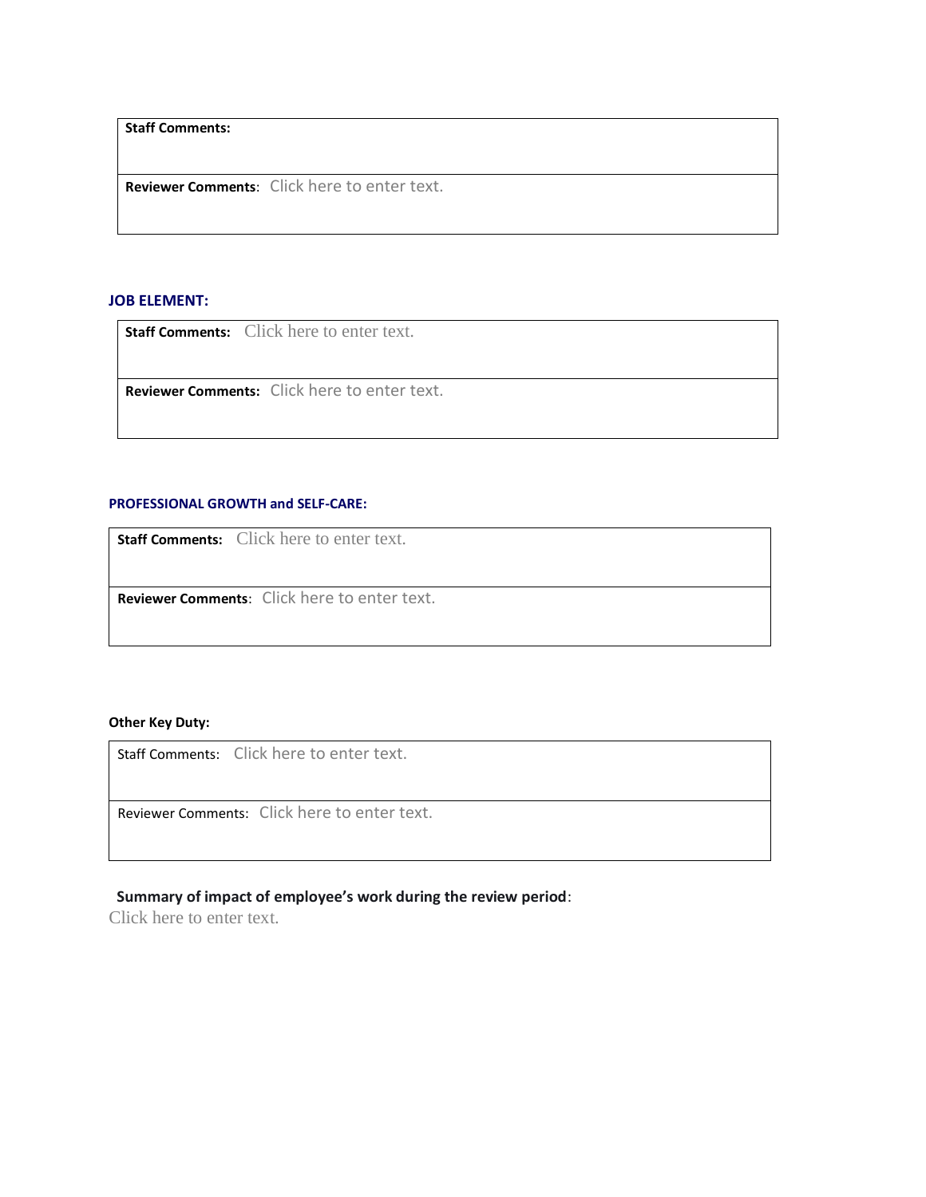| |
|---|
| **Staff Comments:** |
| **Reviewer Comments**: Click here to enter text. |

**JOB ELEMENT:**

| |
|---|
| **Staff Comments:** Click here to enter text. |
| **Reviewer Comments:** Click here to enter text. |

**PROFESSIONAL GROWTH and SELF-CARE:**

| |
|---|
| **Staff Comments:** Click here to enter text. |
| **Reviewer Comments**: Click here to enter text. |

**Other Key Duty:**

| |
|---|
| Staff Comments: Click here to enter text. |
| Reviewer Comments: Click here to enter text. |

**Summary of impact of employee's work during the review period**:

Click here to enter text.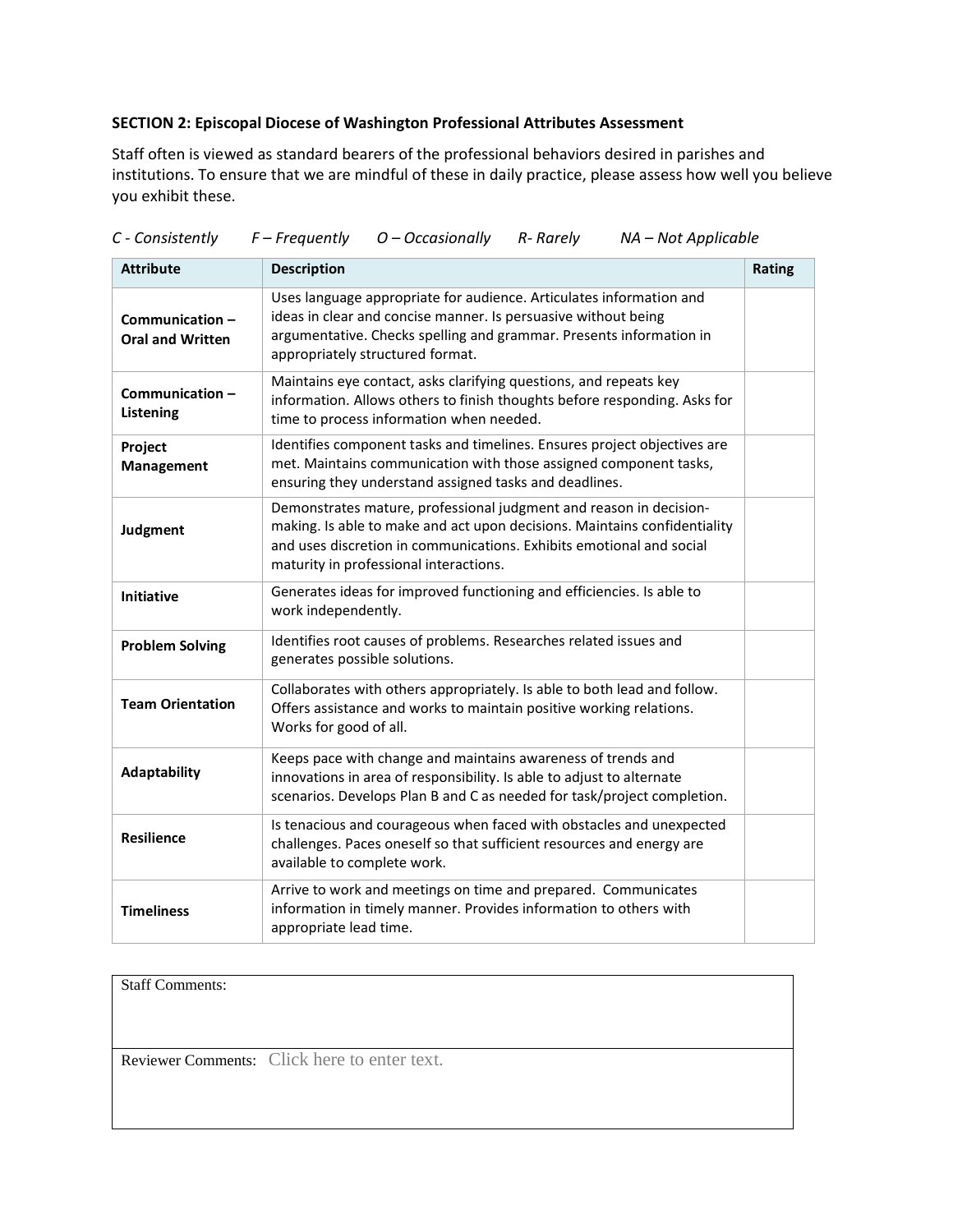**SECTION 2: Episcopal Diocese of Washington Professional Attributes Assessment**

Staff often is viewed as standard bearers of the professional behaviors desired in parishes and institutions. To ensure that we are mindful of these in daily practice, please assess how well you believe you exhibit these.

*C - Consistently &nbsp;&nbsp;&nbsp; F – Frequently &nbsp;&nbsp;&nbsp; O – Occasionally &nbsp;&nbsp;&nbsp; R- Rarely &nbsp;&nbsp;&nbsp; NA – Not Applicable*

| Attribute | Description | Rating |
|---|---|---|
| **Communication – Oral and Written** | Uses language appropriate for audience. Articulates information and ideas in clear and concise manner. Is persuasive without being argumentative. Checks spelling and grammar. Presents information in appropriately structured format. | |
| **Communication – Listening** | Maintains eye contact, asks clarifying questions, and repeats key information. Allows others to finish thoughts before responding. Asks for time to process information when needed. | |
| **Project Management** | Identifies component tasks and timelines. Ensures project objectives are met. Maintains communication with those assigned component tasks, ensuring they understand assigned tasks and deadlines. | |
| **Judgment** | Demonstrates mature, professional judgment and reason in decision-making. Is able to make and act upon decisions. Maintains confidentiality and uses discretion in communications. Exhibits emotional and social maturity in professional interactions. | |
| **Initiative** | Generates ideas for improved functioning and efficiencies. Is able to work independently. | |
| **Problem Solving** | Identifies root causes of problems. Researches related issues and generates possible solutions. | |
| **Team Orientation** | Collaborates with others appropriately. Is able to both lead and follow. Offers assistance and works to maintain positive working relations. Works for good of all. | |
| **Adaptability** | Keeps pace with change and maintains awareness of trends and innovations in area of responsibility. Is able to adjust to alternate scenarios. Develops Plan B and C as needed for task/project completion. | |
| **Resilience** | Is tenacious and courageous when faced with obstacles and unexpected challenges. Paces oneself so that sufficient resources and energy are available to complete work. | |
| **Timeliness** | Arrive to work and meetings on time and prepared. Communicates information in timely manner. Provides information to others with appropriate lead time. | |

| |
|---|
| Staff Comments: |
| Reviewer Comments: Click here to enter text. |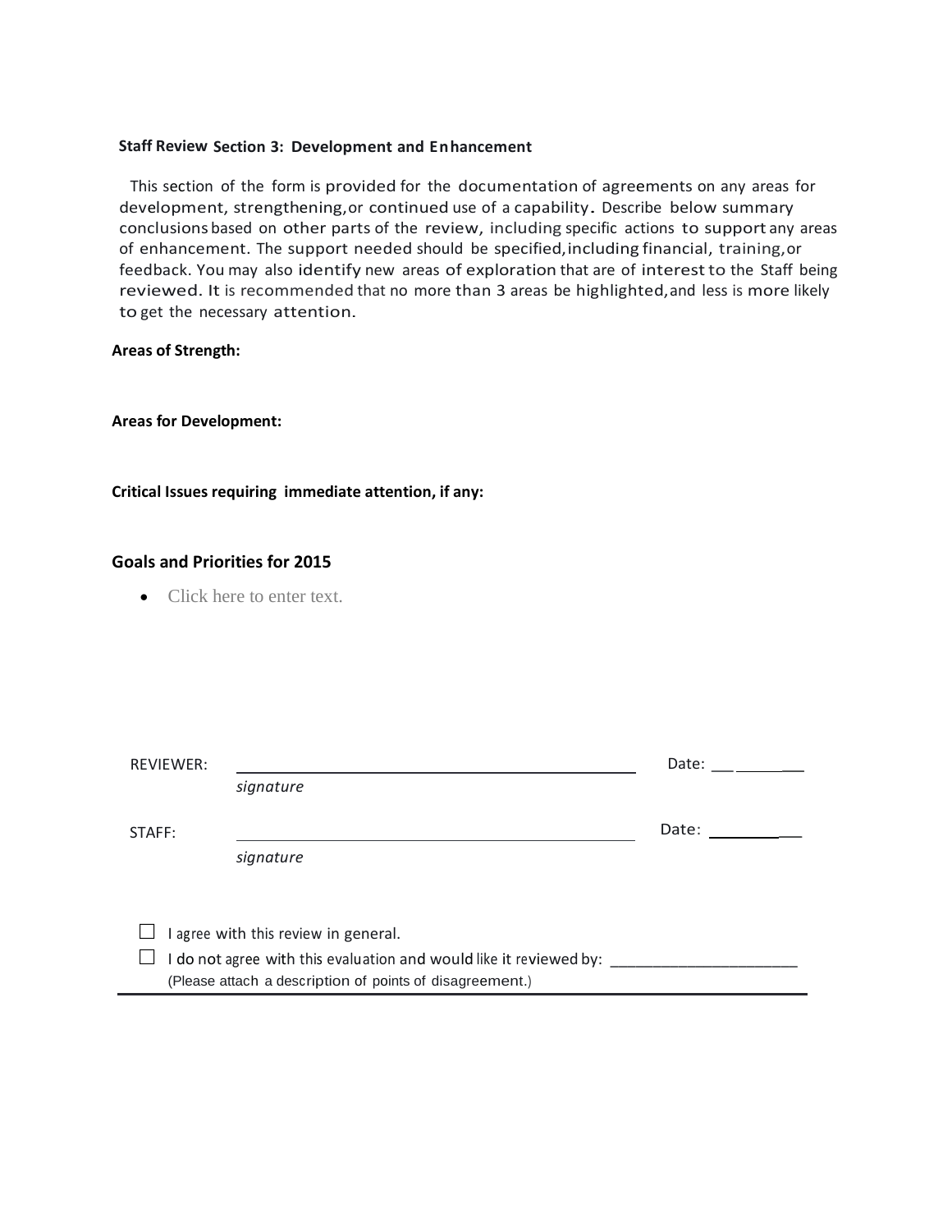**Staff Review Section 3: Development and Enhancement**

This section of the form is provided for the documentation of agreements on any areas for development, strengthening, or continued use of a capability. Describe below summary conclusions based on other parts of the review, including specific actions to support any areas of enhancement. The support needed should be specified, including financial, training, or feedback. You may also identify new areas of exploration that are of interest to the Staff being reviewed. It is recommended that no more than 3 areas be highlighted, and less is more likely to get the necessary attention.

**Areas of Strength:**

**Areas for Development:**

**Critical Issues requiring immediate attention, if any:**

## Goals and Priorities for 2015

- Click here to enter text.

REVIEWER: ____________________________________________ Date: __________
*signature*

STAFF: ____________________________________________ Date: __________
*signature*

☐ I agree with this review in general.

☐ I do not agree with this evaluation and would like it reviewed by: ______________________
(Please attach a description of points of disagreement.)